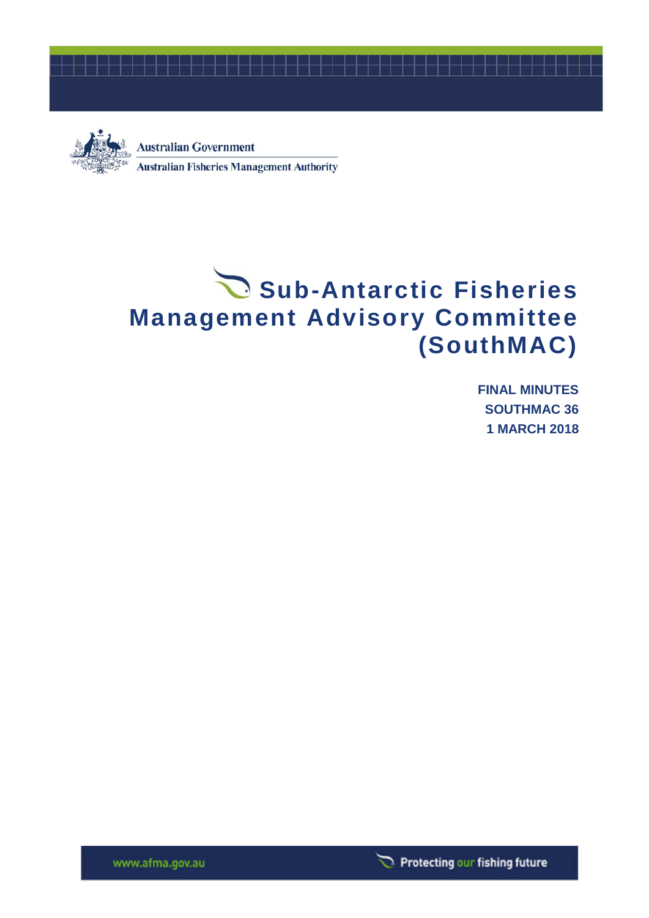Australian Government

Australian Fisheries Management Authority

# Sub-Antarctic Fisheries Management Advisory Committee (SouthMAC)

**FINAL MINUTES**

**SOUTHMAC 36**

**1 MARCH 2018**

www.afma.gov.au

Protecting our fishing future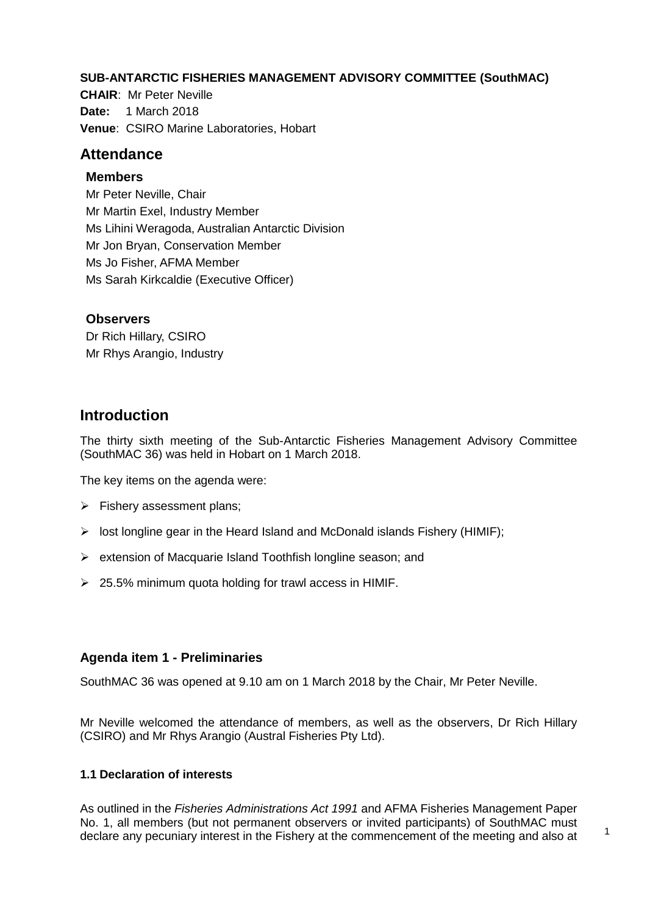**SUB-ANTARCTIC FISHERIES MANAGEMENT ADVISORY COMMITTEE (SouthMAC)**

**CHAIR**: Mr Peter Neville

**Date:** 1 March 2018

**Venue**: CSIRO Marine Laboratories, Hobart

## Attendance

### Members

Mr Peter Neville, Chair
Mr Martin Exel, Industry Member
Ms Lihini Weragoda, Australian Antarctic Division
Mr Jon Bryan, Conservation Member
Ms Jo Fisher, AFMA Member
Ms Sarah Kirkcaldie (Executive Officer)

### Observers

Dr Rich Hillary, CSIRO
Mr Rhys Arangio, Industry

## Introduction

The thirty sixth meeting of the Sub-Antarctic Fisheries Management Advisory Committee (SouthMAC 36) was held in Hobart on 1 March 2018.

The key items on the agenda were:

- Fishery assessment plans;
- lost longline gear in the Heard Island and McDonald islands Fishery (HIMIF);
- extension of Macquarie Island Toothfish longline season; and
- 25.5% minimum quota holding for trawl access in HIMIF.

### Agenda item 1 - Preliminaries

SouthMAC 36 was opened at 9.10 am on 1 March 2018 by the Chair, Mr Peter Neville.

Mr Neville welcomed the attendance of members, as well as the observers, Dr Rich Hillary (CSIRO) and Mr Rhys Arangio (Austral Fisheries Pty Ltd).

#### 1.1 Declaration of interests

As outlined in the *Fisheries Administrations Act 1991* and AFMA Fisheries Management Paper No. 1, all members (but not permanent observers or invited participants) of SouthMAC must declare any pecuniary interest in the Fishery at the commencement of the meeting and also at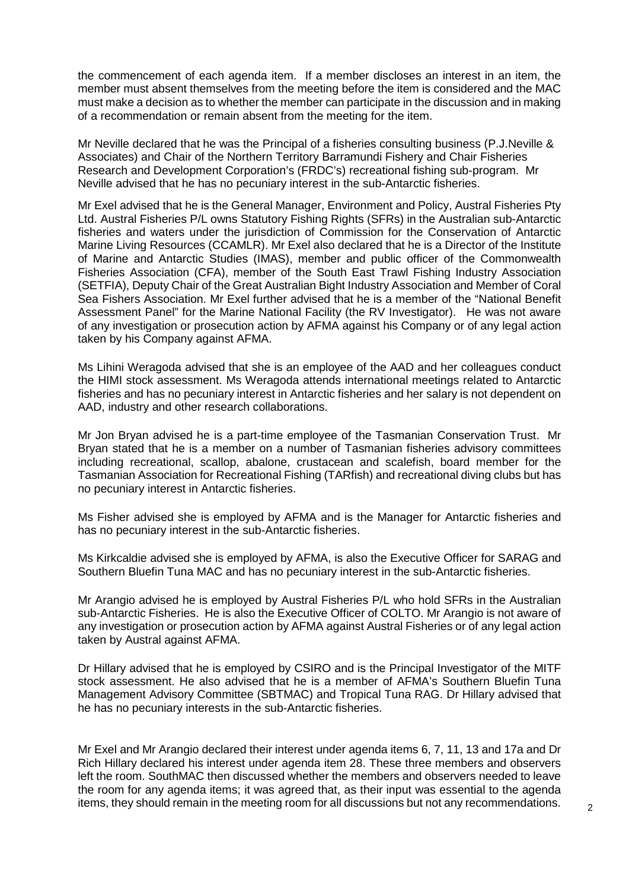the commencement of each agenda item. If a member discloses an interest in an item, the member must absent themselves from the meeting before the item is considered and the MAC must make a decision as to whether the member can participate in the discussion and in making of a recommendation or remain absent from the meeting for the item.

Mr Neville declared that he was the Principal of a fisheries consulting business (P.J.Neville & Associates) and Chair of the Northern Territory Barramundi Fishery and Chair Fisheries Research and Development Corporation's (FRDC's) recreational fishing sub-program. Mr Neville advised that he has no pecuniary interest in the sub-Antarctic fisheries.

Mr Exel advised that he is the General Manager, Environment and Policy, Austral Fisheries Pty Ltd. Austral Fisheries P/L owns Statutory Fishing Rights (SFRs) in the Australian sub-Antarctic fisheries and waters under the jurisdiction of Commission for the Conservation of Antarctic Marine Living Resources (CCAMLR). Mr Exel also declared that he is a Director of the Institute of Marine and Antarctic Studies (IMAS), member and public officer of the Commonwealth Fisheries Association (CFA), member of the South East Trawl Fishing Industry Association (SETFIA), Deputy Chair of the Great Australian Bight Industry Association and Member of Coral Sea Fishers Association. Mr Exel further advised that he is a member of the "National Benefit Assessment Panel" for the Marine National Facility (the RV Investigator). He was not aware of any investigation or prosecution action by AFMA against his Company or of any legal action taken by his Company against AFMA.

Ms Lihini Weragoda advised that she is an employee of the AAD and her colleagues conduct the HIMI stock assessment. Ms Weragoda attends international meetings related to Antarctic fisheries and has no pecuniary interest in Antarctic fisheries and her salary is not dependent on AAD, industry and other research collaborations.

Mr Jon Bryan advised he is a part-time employee of the Tasmanian Conservation Trust. Mr Bryan stated that he is a member on a number of Tasmanian fisheries advisory committees including recreational, scallop, abalone, crustacean and scalefish, board member for the Tasmanian Association for Recreational Fishing (TARfish) and recreational diving clubs but has no pecuniary interest in Antarctic fisheries.

Ms Fisher advised she is employed by AFMA and is the Manager for Antarctic fisheries and has no pecuniary interest in the sub-Antarctic fisheries.

Ms Kirkcaldie advised she is employed by AFMA, is also the Executive Officer for SARAG and Southern Bluefin Tuna MAC and has no pecuniary interest in the sub-Antarctic fisheries.

Mr Arangio advised he is employed by Austral Fisheries P/L who hold SFRs in the Australian sub-Antarctic Fisheries. He is also the Executive Officer of COLTO. Mr Arangio is not aware of any investigation or prosecution action by AFMA against Austral Fisheries or of any legal action taken by Austral against AFMA.

Dr Hillary advised that he is employed by CSIRO and is the Principal Investigator of the MITF stock assessment. He also advised that he is a member of AFMA's Southern Bluefin Tuna Management Advisory Committee (SBTMAC) and Tropical Tuna RAG. Dr Hillary advised that he has no pecuniary interests in the sub-Antarctic fisheries.

Mr Exel and Mr Arangio declared their interest under agenda items 6, 7, 11, 13 and 17a and Dr Rich Hillary declared his interest under agenda item 28. These three members and observers left the room. SouthMAC then discussed whether the members and observers needed to leave the room for any agenda items; it was agreed that, as their input was essential to the agenda items, they should remain in the meeting room for all discussions but not any recommendations.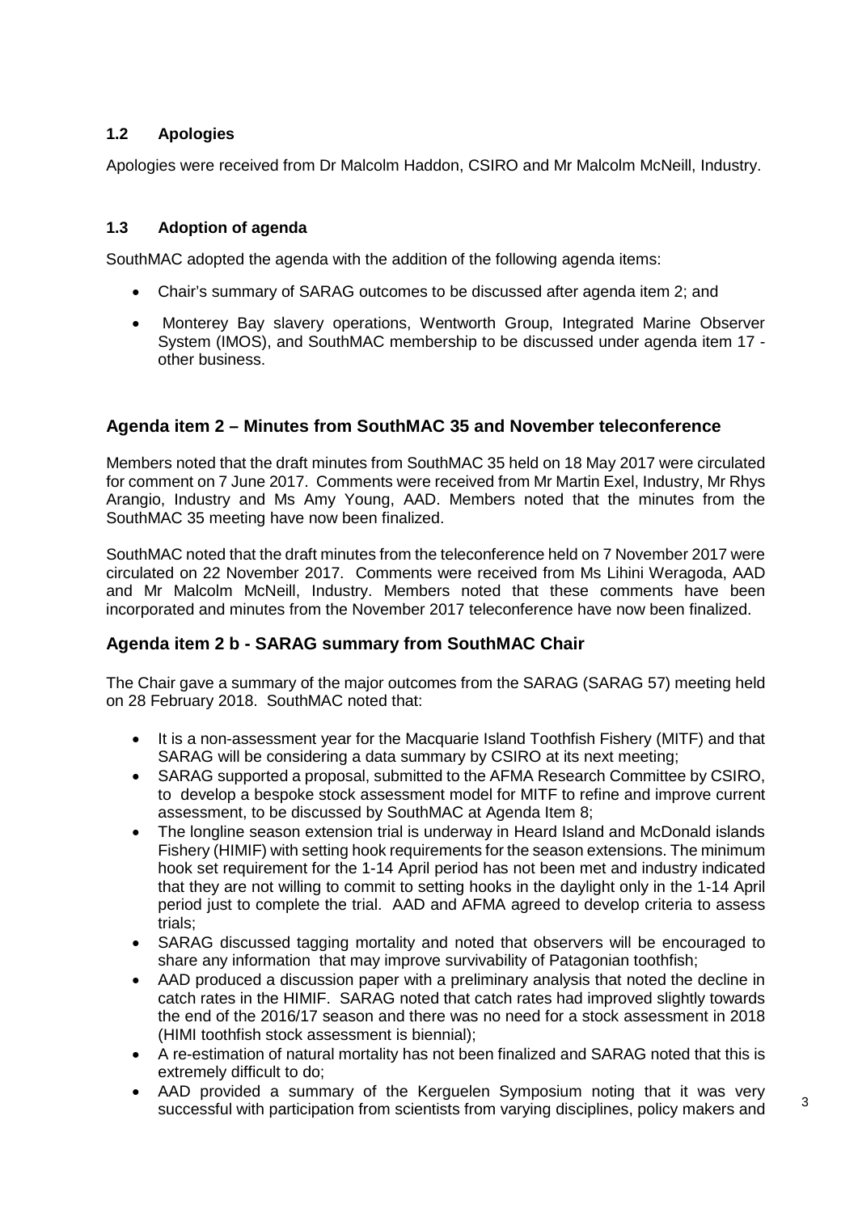### 1.2 Apologies

Apologies were received from Dr Malcolm Haddon, CSIRO and Mr Malcolm McNeill, Industry.

### 1.3 Adoption of agenda

SouthMAC adopted the agenda with the addition of the following agenda items:

- Chair's summary of SARAG outcomes to be discussed after agenda item 2; and
- Monterey Bay slavery operations, Wentworth Group, Integrated Marine Observer System (IMOS), and SouthMAC membership to be discussed under agenda item 17 - other business.

## Agenda item 2 – Minutes from SouthMAC 35 and November teleconference

Members noted that the draft minutes from SouthMAC 35 held on 18 May 2017 were circulated for comment on 7 June 2017. Comments were received from Mr Martin Exel, Industry, Mr Rhys Arangio, Industry and Ms Amy Young, AAD. Members noted that the minutes from the SouthMAC 35 meeting have now been finalized.

SouthMAC noted that the draft minutes from the teleconference held on 7 November 2017 were circulated on 22 November 2017. Comments were received from Ms Lihini Weragoda, AAD and Mr Malcolm McNeill, Industry. Members noted that these comments have been incorporated and minutes from the November 2017 teleconference have now been finalized.

## Agenda item 2 b - SARAG summary from SouthMAC Chair

The Chair gave a summary of the major outcomes from the SARAG (SARAG 57) meeting held on 28 February 2018. SouthMAC noted that:

- It is a non-assessment year for the Macquarie Island Toothfish Fishery (MITF) and that SARAG will be considering a data summary by CSIRO at its next meeting;
- SARAG supported a proposal, submitted to the AFMA Research Committee by CSIRO, to develop a bespoke stock assessment model for MITF to refine and improve current assessment, to be discussed by SouthMAC at Agenda Item 8;
- The longline season extension trial is underway in Heard Island and McDonald islands Fishery (HIMIF) with setting hook requirements for the season extensions. The minimum hook set requirement for the 1-14 April period has not been met and industry indicated that they are not willing to commit to setting hooks in the daylight only in the 1-14 April period just to complete the trial. AAD and AFMA agreed to develop criteria to assess trials;
- SARAG discussed tagging mortality and noted that observers will be encouraged to share any information that may improve survivability of Patagonian toothfish;
- AAD produced a discussion paper with a preliminary analysis that noted the decline in catch rates in the HIMIF. SARAG noted that catch rates had improved slightly towards the end of the 2016/17 season and there was no need for a stock assessment in 2018 (HIMI toothfish stock assessment is biennial);
- A re-estimation of natural mortality has not been finalized and SARAG noted that this is extremely difficult to do;
- AAD provided a summary of the Kerguelen Symposium noting that it was very successful with participation from scientists from varying disciplines, policy makers and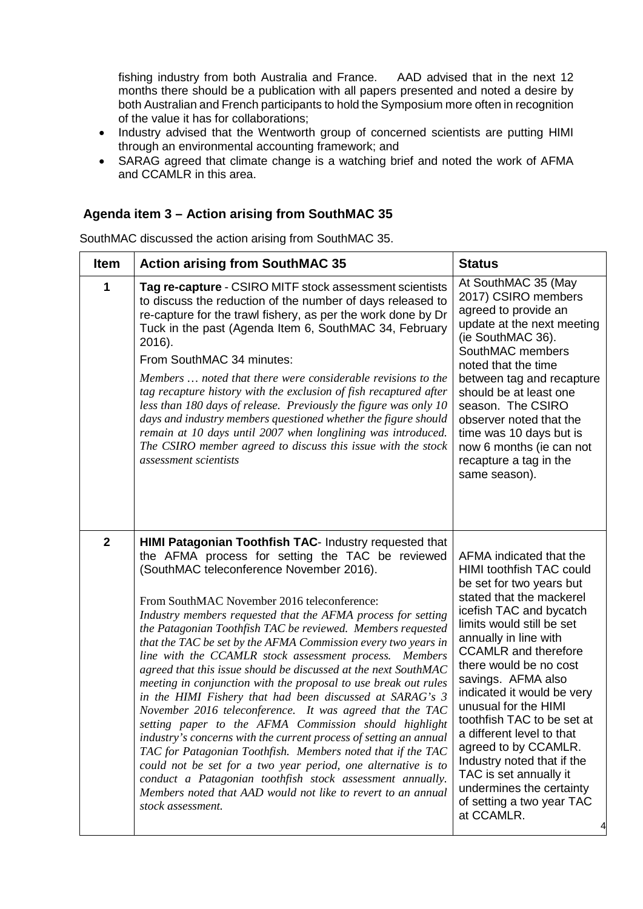fishing industry from both Australia and France. AAD advised that in the next 12 months there should be a publication with all papers presented and noted a desire by both Australian and French participants to hold the Symposium more often in recognition of the value it has for collaborations;

- Industry advised that the Wentworth group of concerned scientists are putting HIMI through an environmental accounting framework; and
- SARAG agreed that climate change is a watching brief and noted the work of AFMA and CCAMLR in this area.

## Agenda item 3 – Action arising from SouthMAC 35

SouthMAC discussed the action arising from SouthMAC 35.

| Item | Action arising from SouthMAC 35 | Status |
|---|---|---|
| **1** | **Tag re-capture** - CSIRO MITF stock assessment scientists to discuss the reduction of the number of days released to re-capture for the trawl fishery, as per the work done by Dr Tuck in the past (Agenda Item 6, SouthMAC 34, February 2016).<br>From SouthMAC 34 minutes:<br>*Members … noted that there were considerable revisions to the tag recapture history with the exclusion of fish recaptured after less than 180 days of release. Previously the figure was only 10 days and industry members questioned whether the figure should remain at 10 days until 2007 when longlining was introduced. The CSIRO member agreed to discuss this issue with the stock assessment scientists* | At SouthMAC 35 (May 2017) CSIRO members agreed to provide an update at the next meeting (ie SouthMAC 36). SouthMAC members noted that the time between tag and recapture should be at least one season. The CSIRO observer noted that the time was 10 days but is now 6 months (ie can not recapture a tag in the same season). |
| **2** | **HIMI Patagonian Toothfish TAC**- Industry requested that the AFMA process for setting the TAC be reviewed (SouthMAC teleconference November 2016).<br>From SouthMAC November 2016 teleconference:<br>*Industry members requested that the AFMA process for setting the Patagonian Toothfish TAC be reviewed. Members requested that the TAC be set by the AFMA Commission every two years in line with the CCAMLR stock assessment process. Members agreed that this issue should be discussed at the next SouthMAC meeting in conjunction with the proposal to use break out rules in the HIMI Fishery that had been discussed at SARAG's 3 November 2016 teleconference. It was agreed that the TAC setting paper to the AFMA Commission should highlight industry's concerns with the current process of setting an annual TAC for Patagonian Toothfish. Members noted that if the TAC could not be set for a two year period, one alternative is to conduct a Patagonian toothfish stock assessment annually. Members noted that AAD would not like to revert to an annual stock assessment.* | AFMA indicated that the HIMI toothfish TAC could be set for two years but stated that the mackerel icefish TAC and bycatch limits would still be set annually in line with CCAMLR and therefore there would be no cost savings. AFMA also indicated it would be very unusual for the HIMI toothfish TAC to be set at a different level to that agreed to by CCAMLR. Industry noted that if the TAC is set annually it undermines the certainty of setting a two year TAC at CCAMLR. |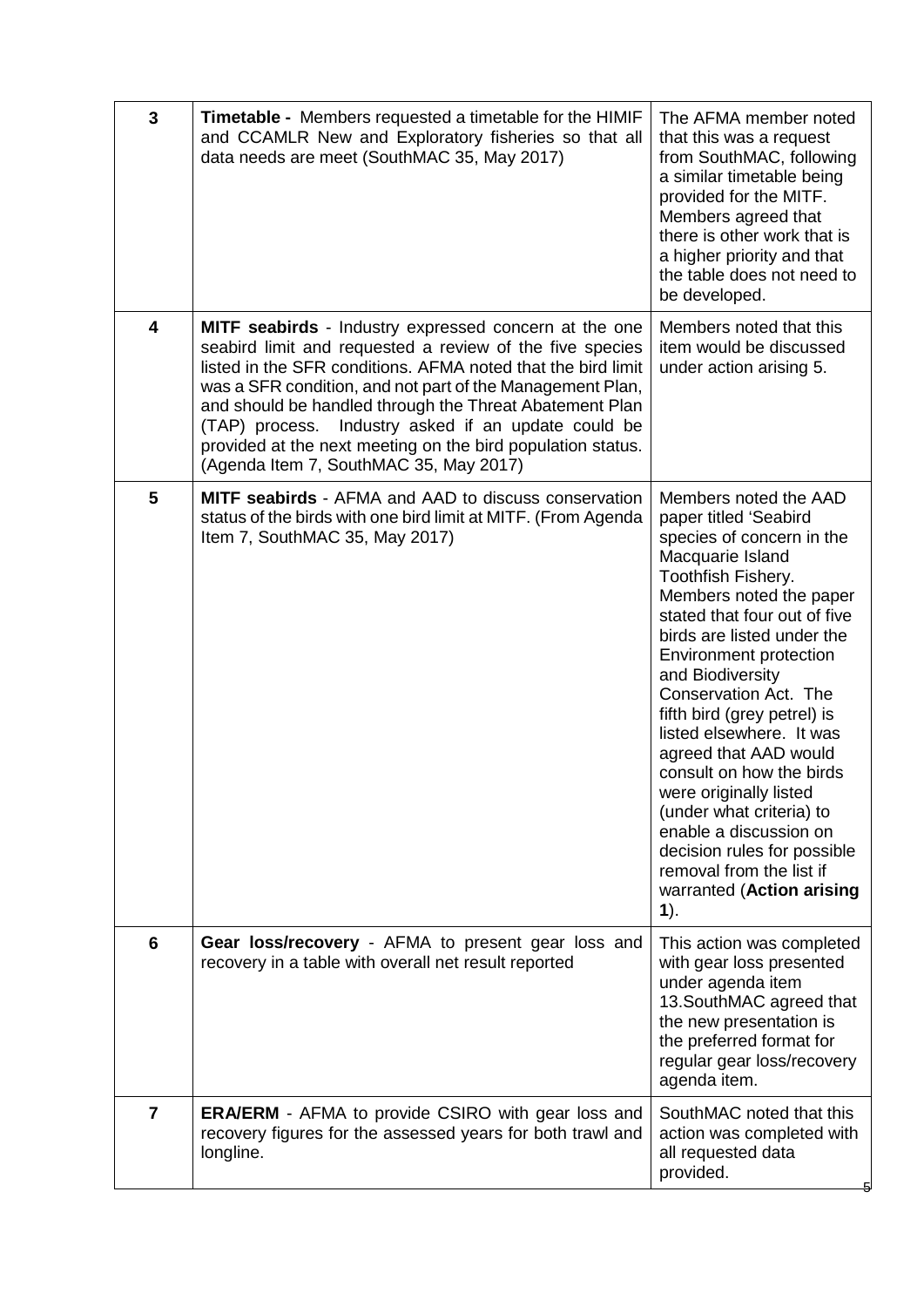| | | |
|---|---|---|
| **3** | **Timetable -** Members requested a timetable for the HIMIF and CCAMLR New and Exploratory fisheries so that all data needs are meet (SouthMAC 35, May 2017) | The AFMA member noted that this was a request from SouthMAC, following a similar timetable being provided for the MITF. Members agreed that there is other work that is a higher priority and that the table does not need to be developed. |
| **4** | **MITF seabirds** - Industry expressed concern at the one seabird limit and requested a review of the five species listed in the SFR conditions. AFMA noted that the bird limit was a SFR condition, and not part of the Management Plan, and should be handled through the Threat Abatement Plan (TAP) process. Industry asked if an update could be provided at the next meeting on the bird population status. (Agenda Item 7, SouthMAC 35, May 2017) | Members noted that this item would be discussed under action arising 5. |
| **5** | **MITF seabirds** - AFMA and AAD to discuss conservation status of the birds with one bird limit at MITF. (From Agenda Item 7, SouthMAC 35, May 2017) | Members noted the AAD paper titled 'Seabird species of concern in the Macquarie Island Toothfish Fishery. Members noted the paper stated that four out of five birds are listed under the Environment protection and Biodiversity Conservation Act. The fifth bird (grey petrel) is listed elsewhere. It was agreed that AAD would consult on how the birds were originally listed (under what criteria) to enable a discussion on decision rules for possible removal from the list if warranted (**Action arising 1**). |
| **6** | **Gear loss/recovery** - AFMA to present gear loss and recovery in a table with overall net result reported | This action was completed with gear loss presented under agenda item 13.SouthMAC agreed that the new presentation is the preferred format for regular gear loss/recovery agenda item. |
| **7** | **ERA/ERM** - AFMA to provide CSIRO with gear loss and recovery figures for the assessed years for both trawl and longline. | SouthMAC noted that this action was completed with all requested data provided. |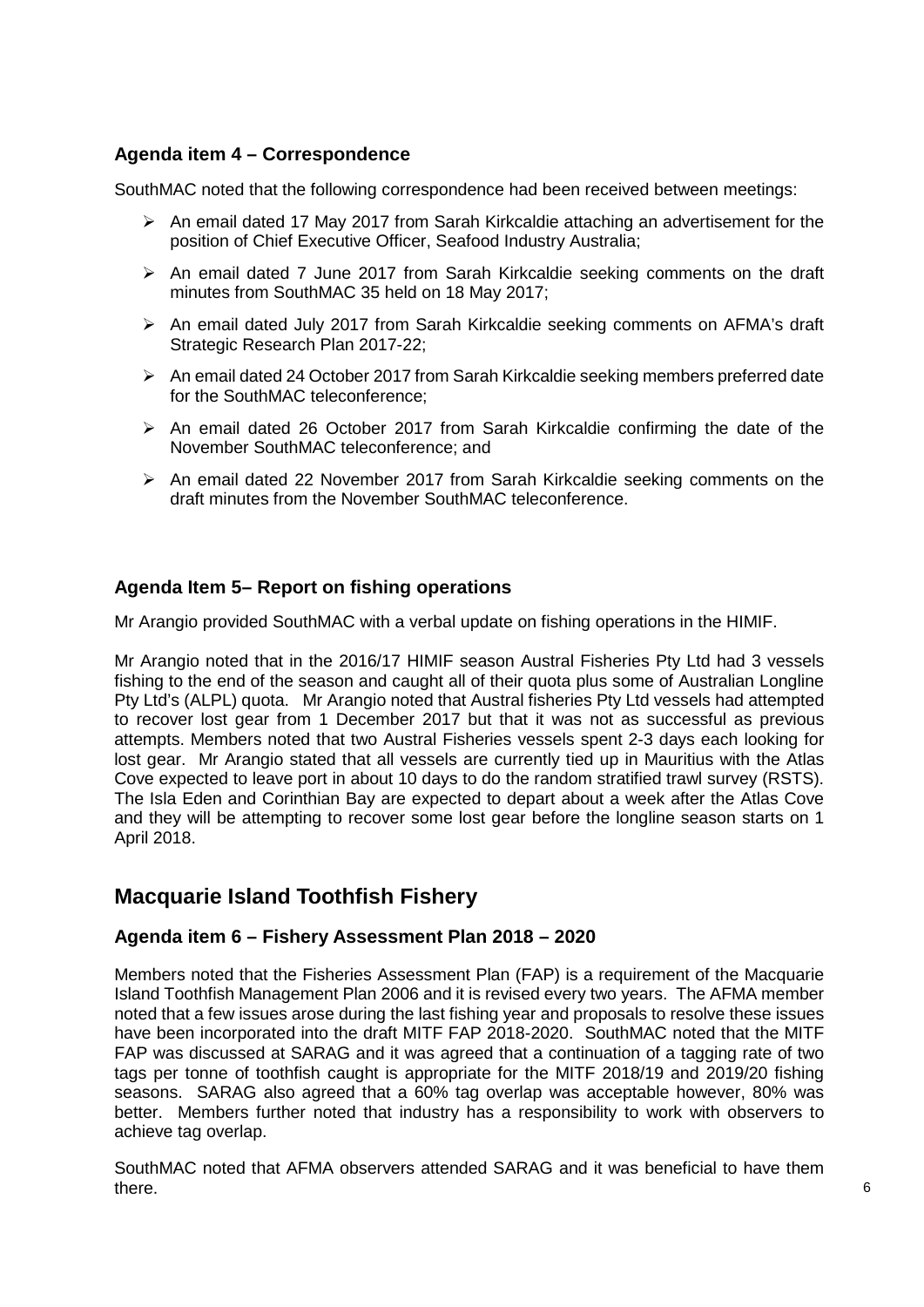### Agenda item 4 – Correspondence

SouthMAC noted that the following correspondence had been received between meetings:

- An email dated 17 May 2017 from Sarah Kirkcaldie attaching an advertisement for the position of Chief Executive Officer, Seafood Industry Australia;
- An email dated 7 June 2017 from Sarah Kirkcaldie seeking comments on the draft minutes from SouthMAC 35 held on 18 May 2017;
- An email dated July 2017 from Sarah Kirkcaldie seeking comments on AFMA's draft Strategic Research Plan 2017-22;
- An email dated 24 October 2017 from Sarah Kirkcaldie seeking members preferred date for the SouthMAC teleconference;
- An email dated 26 October 2017 from Sarah Kirkcaldie confirming the date of the November SouthMAC teleconference; and
- An email dated 22 November 2017 from Sarah Kirkcaldie seeking comments on the draft minutes from the November SouthMAC teleconference.

### Agenda Item 5– Report on fishing operations

Mr Arangio provided SouthMAC with a verbal update on fishing operations in the HIMIF.

Mr Arangio noted that in the 2016/17 HIMIF season Austral Fisheries Pty Ltd had 3 vessels fishing to the end of the season and caught all of their quota plus some of Australian Longline Pty Ltd's (ALPL) quota. Mr Arangio noted that Austral fisheries Pty Ltd vessels had attempted to recover lost gear from 1 December 2017 but that it was not as successful as previous attempts. Members noted that two Austral Fisheries vessels spent 2-3 days each looking for lost gear. Mr Arangio stated that all vessels are currently tied up in Mauritius with the Atlas Cove expected to leave port in about 10 days to do the random stratified trawl survey (RSTS). The Isla Eden and Corinthian Bay are expected to depart about a week after the Atlas Cove and they will be attempting to recover some lost gear before the longline season starts on 1 April 2018.

## Macquarie Island Toothfish Fishery

### Agenda item 6 – Fishery Assessment Plan 2018 – 2020

Members noted that the Fisheries Assessment Plan (FAP) is a requirement of the Macquarie Island Toothfish Management Plan 2006 and it is revised every two years. The AFMA member noted that a few issues arose during the last fishing year and proposals to resolve these issues have been incorporated into the draft MITF FAP 2018-2020. SouthMAC noted that the MITF FAP was discussed at SARAG and it was agreed that a continuation of a tagging rate of two tags per tonne of toothfish caught is appropriate for the MITF 2018/19 and 2019/20 fishing seasons. SARAG also agreed that a 60% tag overlap was acceptable however, 80% was better. Members further noted that industry has a responsibility to work with observers to achieve tag overlap.

SouthMAC noted that AFMA observers attended SARAG and it was beneficial to have them there.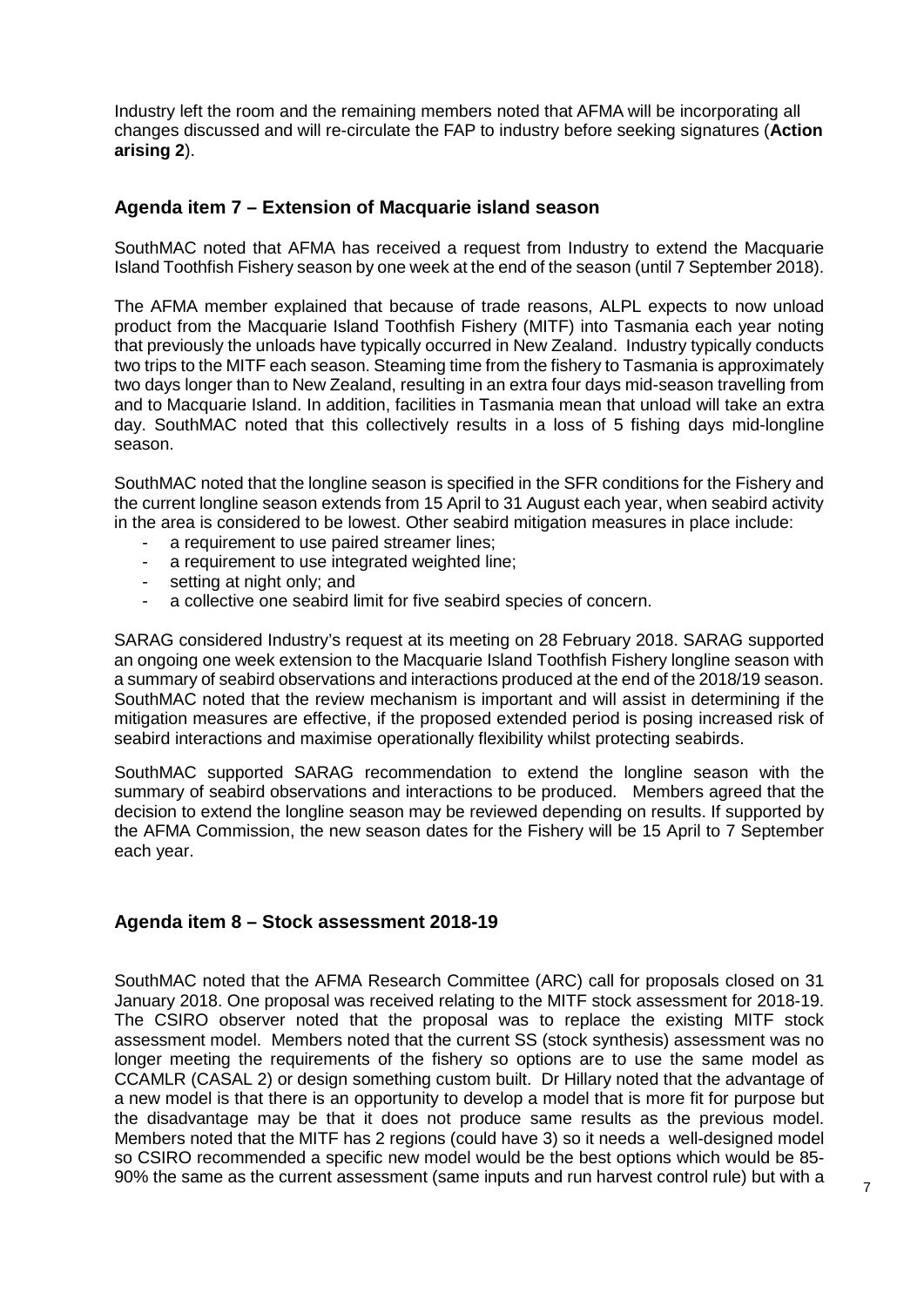Industry left the room and the remaining members noted that AFMA will be incorporating all changes discussed and will re-circulate the FAP to industry before seeking signatures (**Action arising 2**).

## Agenda item 7 – Extension of Macquarie island season

SouthMAC noted that AFMA has received a request from Industry to extend the Macquarie Island Toothfish Fishery season by one week at the end of the season (until 7 September 2018).

The AFMA member explained that because of trade reasons, ALPL expects to now unload product from the Macquarie Island Toothfish Fishery (MITF) into Tasmania each year noting that previously the unloads have typically occurred in New Zealand. Industry typically conducts two trips to the MITF each season. Steaming time from the fishery to Tasmania is approximately two days longer than to New Zealand, resulting in an extra four days mid-season travelling from and to Macquarie Island. In addition, facilities in Tasmania mean that unload will take an extra day. SouthMAC noted that this collectively results in a loss of 5 fishing days mid-longline season.

SouthMAC noted that the longline season is specified in the SFR conditions for the Fishery and the current longline season extends from 15 April to 31 August each year, when seabird activity in the area is considered to be lowest. Other seabird mitigation measures in place include:

- a requirement to use paired streamer lines;
- a requirement to use integrated weighted line;
- setting at night only; and
- a collective one seabird limit for five seabird species of concern.

SARAG considered Industry's request at its meeting on 28 February 2018. SARAG supported an ongoing one week extension to the Macquarie Island Toothfish Fishery longline season with a summary of seabird observations and interactions produced at the end of the 2018/19 season. SouthMAC noted that the review mechanism is important and will assist in determining if the mitigation measures are effective, if the proposed extended period is posing increased risk of seabird interactions and maximise operationally flexibility whilst protecting seabirds.

SouthMAC supported SARAG recommendation to extend the longline season with the summary of seabird observations and interactions to be produced. Members agreed that the decision to extend the longline season may be reviewed depending on results. If supported by the AFMA Commission, the new season dates for the Fishery will be 15 April to 7 September each year.

## Agenda item 8 – Stock assessment 2018-19

SouthMAC noted that the AFMA Research Committee (ARC) call for proposals closed on 31 January 2018. One proposal was received relating to the MITF stock assessment for 2018-19. The CSIRO observer noted that the proposal was to replace the existing MITF stock assessment model. Members noted that the current SS (stock synthesis) assessment was no longer meeting the requirements of the fishery so options are to use the same model as CCAMLR (CASAL 2) or design something custom built. Dr Hillary noted that the advantage of a new model is that there is an opportunity to develop a model that is more fit for purpose but the disadvantage may be that it does not produce same results as the previous model. Members noted that the MITF has 2 regions (could have 3) so it needs a well-designed model so CSIRO recommended a specific new model would be the best options which would be 85-90% the same as the current assessment (same inputs and run harvest control rule) but with a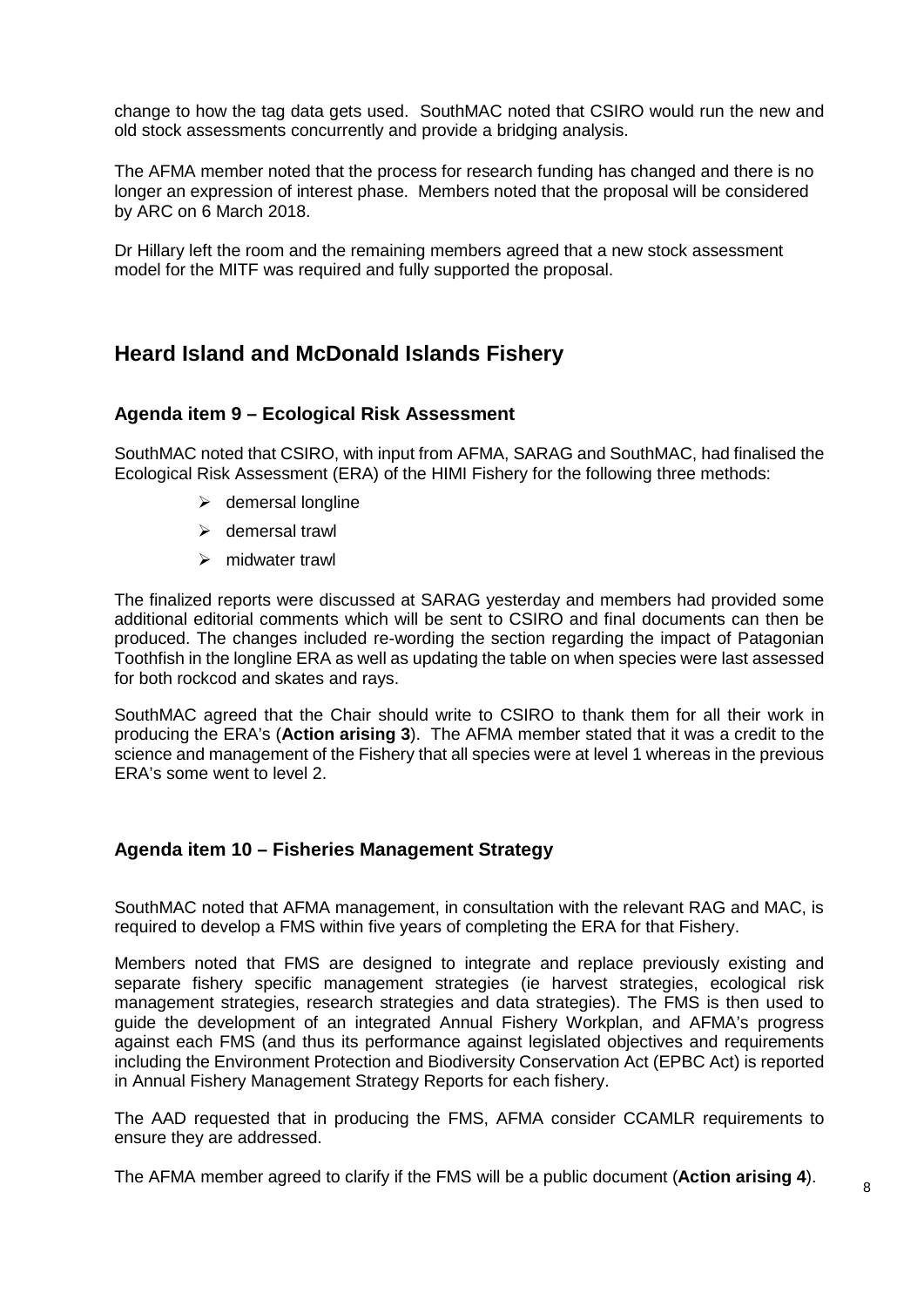change to how the tag data gets used. SouthMAC noted that CSIRO would run the new and old stock assessments concurrently and provide a bridging analysis.

The AFMA member noted that the process for research funding has changed and there is no longer an expression of interest phase. Members noted that the proposal will be considered by ARC on 6 March 2018.

Dr Hillary left the room and the remaining members agreed that a new stock assessment model for the MITF was required and fully supported the proposal.

## Heard Island and McDonald Islands Fishery

### Agenda item 9 – Ecological Risk Assessment

SouthMAC noted that CSIRO, with input from AFMA, SARAG and SouthMAC, had finalised the Ecological Risk Assessment (ERA) of the HIMI Fishery for the following three methods:

- demersal longline
- demersal trawl
- midwater trawl

The finalized reports were discussed at SARAG yesterday and members had provided some additional editorial comments which will be sent to CSIRO and final documents can then be produced. The changes included re-wording the section regarding the impact of Patagonian Toothfish in the longline ERA as well as updating the table on when species were last assessed for both rockcod and skates and rays.

SouthMAC agreed that the Chair should write to CSIRO to thank them for all their work in producing the ERA's (**Action arising 3**). The AFMA member stated that it was a credit to the science and management of the Fishery that all species were at level 1 whereas in the previous ERA's some went to level 2.

### Agenda item 10 – Fisheries Management Strategy

SouthMAC noted that AFMA management, in consultation with the relevant RAG and MAC, is required to develop a FMS within five years of completing the ERA for that Fishery.

Members noted that FMS are designed to integrate and replace previously existing and separate fishery specific management strategies (ie harvest strategies, ecological risk management strategies, research strategies and data strategies). The FMS is then used to guide the development of an integrated Annual Fishery Workplan, and AFMA's progress against each FMS (and thus its performance against legislated objectives and requirements including the Environment Protection and Biodiversity Conservation Act (EPBC Act) is reported in Annual Fishery Management Strategy Reports for each fishery.

The AAD requested that in producing the FMS, AFMA consider CCAMLR requirements to ensure they are addressed.

The AFMA member agreed to clarify if the FMS will be a public document (**Action arising 4**).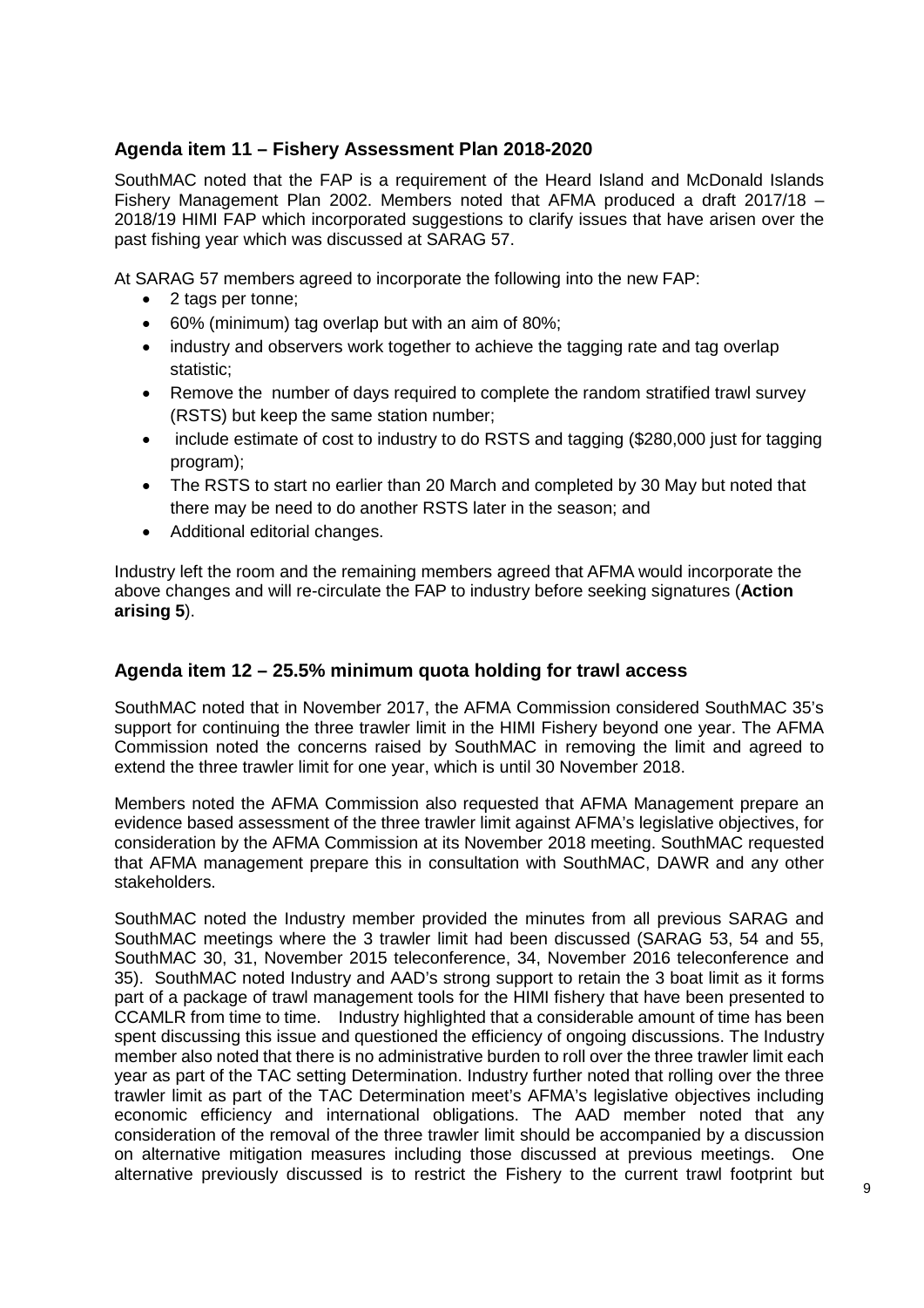## Agenda item 11 – Fishery Assessment Plan 2018-2020

SouthMAC noted that the FAP is a requirement of the Heard Island and McDonald Islands Fishery Management Plan 2002. Members noted that AFMA produced a draft 2017/18 – 2018/19 HIMI FAP which incorporated suggestions to clarify issues that have arisen over the past fishing year which was discussed at SARAG 57.

At SARAG 57 members agreed to incorporate the following into the new FAP:

- 2 tags per tonne;
- 60% (minimum) tag overlap but with an aim of 80%;
- industry and observers work together to achieve the tagging rate and tag overlap statistic;
- Remove the number of days required to complete the random stratified trawl survey (RSTS) but keep the same station number;
- include estimate of cost to industry to do RSTS and tagging ($280,000 just for tagging program);
- The RSTS to start no earlier than 20 March and completed by 30 May but noted that there may be need to do another RSTS later in the season; and
- Additional editorial changes.

Industry left the room and the remaining members agreed that AFMA would incorporate the above changes and will re-circulate the FAP to industry before seeking signatures (**Action arising 5**).

## Agenda item 12 – 25.5% minimum quota holding for trawl access

SouthMAC noted that in November 2017, the AFMA Commission considered SouthMAC 35's support for continuing the three trawler limit in the HIMI Fishery beyond one year. The AFMA Commission noted the concerns raised by SouthMAC in removing the limit and agreed to extend the three trawler limit for one year, which is until 30 November 2018.

Members noted the AFMA Commission also requested that AFMA Management prepare an evidence based assessment of the three trawler limit against AFMA's legislative objectives, for consideration by the AFMA Commission at its November 2018 meeting. SouthMAC requested that AFMA management prepare this in consultation with SouthMAC, DAWR and any other stakeholders.

SouthMAC noted the Industry member provided the minutes from all previous SARAG and SouthMAC meetings where the 3 trawler limit had been discussed (SARAG 53, 54 and 55, SouthMAC 30, 31, November 2015 teleconference, 34, November 2016 teleconference and 35). SouthMAC noted Industry and AAD's strong support to retain the 3 boat limit as it forms part of a package of trawl management tools for the HIMI fishery that have been presented to CCAMLR from time to time. Industry highlighted that a considerable amount of time has been spent discussing this issue and questioned the efficiency of ongoing discussions. The Industry member also noted that there is no administrative burden to roll over the three trawler limit each year as part of the TAC setting Determination. Industry further noted that rolling over the three trawler limit as part of the TAC Determination meet's AFMA's legislative objectives including economic efficiency and international obligations. The AAD member noted that any consideration of the removal of the three trawler limit should be accompanied by a discussion on alternative mitigation measures including those discussed at previous meetings. One alternative previously discussed is to restrict the Fishery to the current trawl footprint but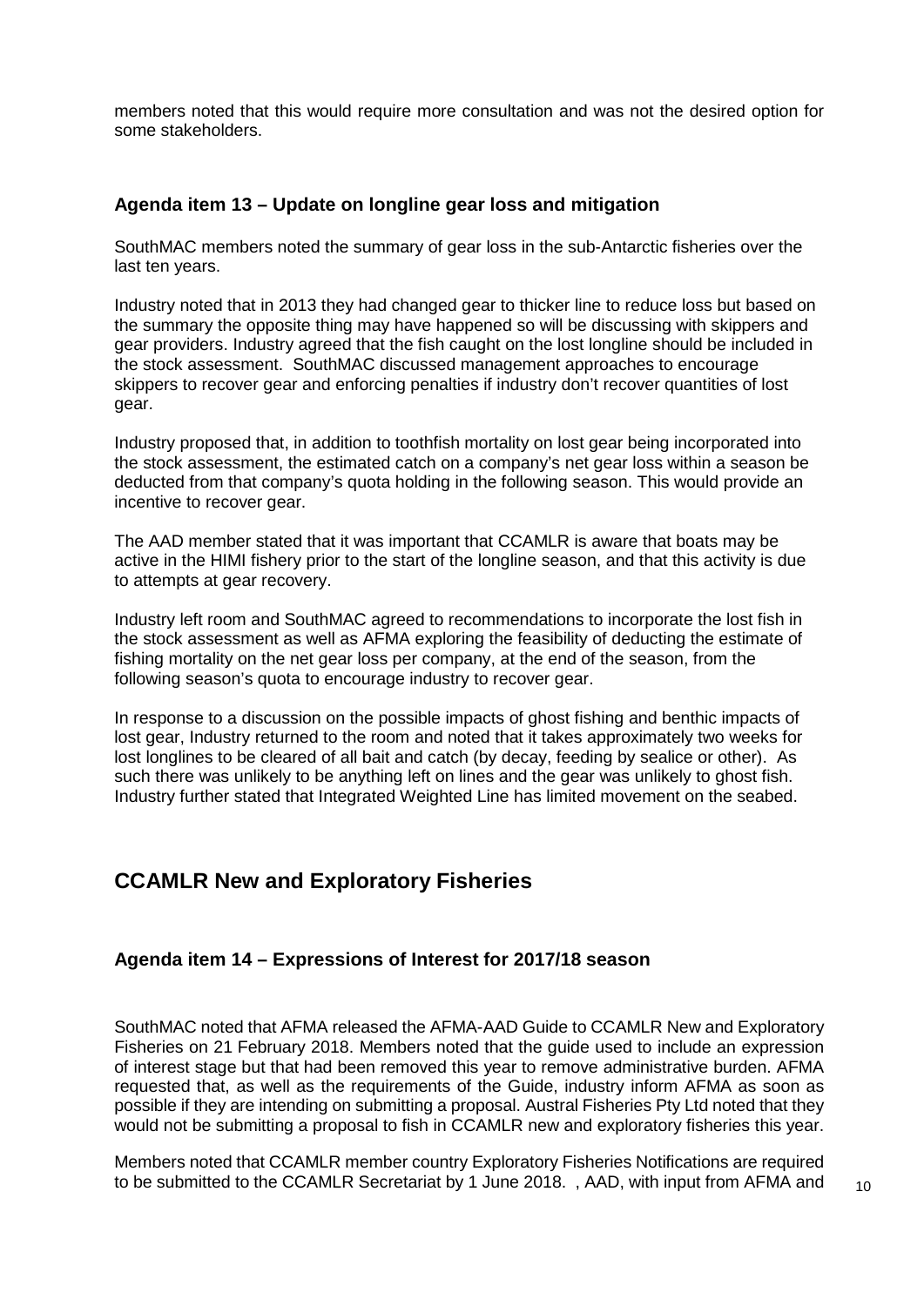members noted that this would require more consultation and was not the desired option for some stakeholders.

### Agenda item 13 – Update on longline gear loss and mitigation

SouthMAC members noted the summary of gear loss in the sub-Antarctic fisheries over the last ten years.

Industry noted that in 2013 they had changed gear to thicker line to reduce loss but based on the summary the opposite thing may have happened so will be discussing with skippers and gear providers. Industry agreed that the fish caught on the lost longline should be included in the stock assessment. SouthMAC discussed management approaches to encourage skippers to recover gear and enforcing penalties if industry don't recover quantities of lost gear.

Industry proposed that, in addition to toothfish mortality on lost gear being incorporated into the stock assessment, the estimated catch on a company's net gear loss within a season be deducted from that company's quota holding in the following season. This would provide an incentive to recover gear.

The AAD member stated that it was important that CCAMLR is aware that boats may be active in the HIMI fishery prior to the start of the longline season, and that this activity is due to attempts at gear recovery.

Industry left room and SouthMAC agreed to recommendations to incorporate the lost fish in the stock assessment as well as AFMA exploring the feasibility of deducting the estimate of fishing mortality on the net gear loss per company, at the end of the season, from the following season's quota to encourage industry to recover gear.

In response to a discussion on the possible impacts of ghost fishing and benthic impacts of lost gear, Industry returned to the room and noted that it takes approximately two weeks for lost longlines to be cleared of all bait and catch (by decay, feeding by sealice or other). As such there was unlikely to be anything left on lines and the gear was unlikely to ghost fish. Industry further stated that Integrated Weighted Line has limited movement on the seabed.

## CCAMLR New and Exploratory Fisheries

### Agenda item 14 – Expressions of Interest for 2017/18 season

SouthMAC noted that AFMA released the AFMA-AAD Guide to CCAMLR New and Exploratory Fisheries on 21 February 2018. Members noted that the guide used to include an expression of interest stage but that had been removed this year to remove administrative burden. AFMA requested that, as well as the requirements of the Guide, industry inform AFMA as soon as possible if they are intending on submitting a proposal. Austral Fisheries Pty Ltd noted that they would not be submitting a proposal to fish in CCAMLR new and exploratory fisheries this year.

Members noted that CCAMLR member country Exploratory Fisheries Notifications are required to be submitted to the CCAMLR Secretariat by 1 June 2018. , AAD, with input from AFMA and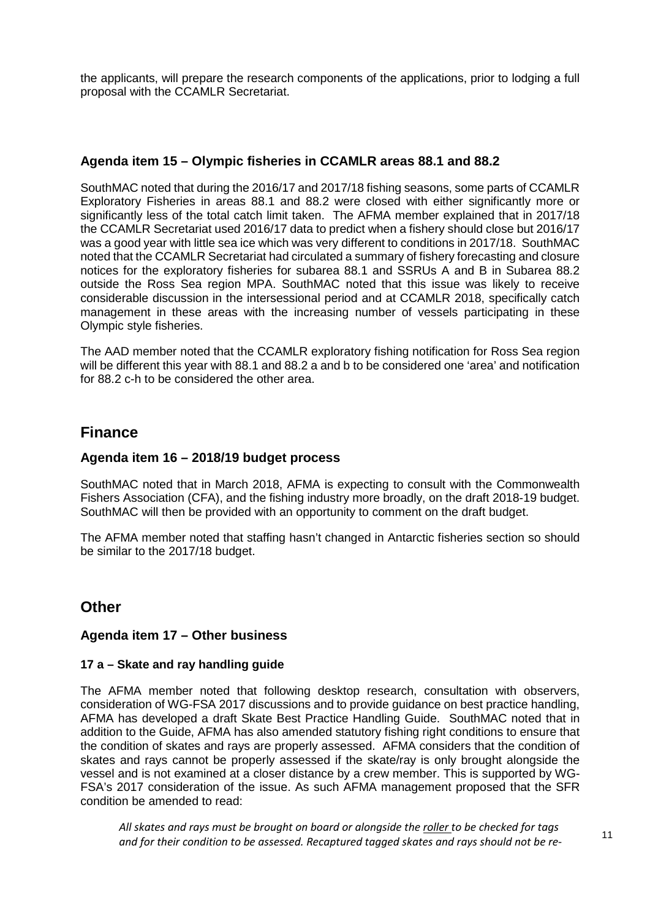the applicants, will prepare the research components of the applications, prior to lodging a full proposal with the CCAMLR Secretariat.

### Agenda item 15 – Olympic fisheries in CCAMLR areas 88.1 and 88.2

SouthMAC noted that during the 2016/17 and 2017/18 fishing seasons, some parts of CCAMLR Exploratory Fisheries in areas 88.1 and 88.2 were closed with either significantly more or significantly less of the total catch limit taken. The AFMA member explained that in 2017/18 the CCAMLR Secretariat used 2016/17 data to predict when a fishery should close but 2016/17 was a good year with little sea ice which was very different to conditions in 2017/18. SouthMAC noted that the CCAMLR Secretariat had circulated a summary of fishery forecasting and closure notices for the exploratory fisheries for subarea 88.1 and SSRUs A and B in Subarea 88.2 outside the Ross Sea region MPA. SouthMAC noted that this issue was likely to receive considerable discussion in the intersessional period and at CCAMLR 2018, specifically catch management in these areas with the increasing number of vessels participating in these Olympic style fisheries.

The AAD member noted that the CCAMLR exploratory fishing notification for Ross Sea region will be different this year with 88.1 and 88.2 a and b to be considered one 'area' and notification for 88.2 c-h to be considered the other area.

## Finance

### Agenda item 16 – 2018/19 budget process

SouthMAC noted that in March 2018, AFMA is expecting to consult with the Commonwealth Fishers Association (CFA), and the fishing industry more broadly, on the draft 2018-19 budget. SouthMAC will then be provided with an opportunity to comment on the draft budget.

The AFMA member noted that staffing hasn't changed in Antarctic fisheries section so should be similar to the 2017/18 budget.

## Other

### Agenda item 17 – Other business

#### 17 a – Skate and ray handling guide

The AFMA member noted that following desktop research, consultation with observers, consideration of WG-FSA 2017 discussions and to provide guidance on best practice handling, AFMA has developed a draft Skate Best Practice Handling Guide. SouthMAC noted that in addition to the Guide, AFMA has also amended statutory fishing right conditions to ensure that the condition of skates and rays are properly assessed. AFMA considers that the condition of skates and rays cannot be properly assessed if the skate/ray is only brought alongside the vessel and is not examined at a closer distance by a crew member. This is supported by WG-FSA's 2017 consideration of the issue. As such AFMA management proposed that the SFR condition be amended to read:

> *All skates and rays must be brought on board or alongside the roller to be checked for tags and for their condition to be assessed. Recaptured tagged skates and rays should not be re-*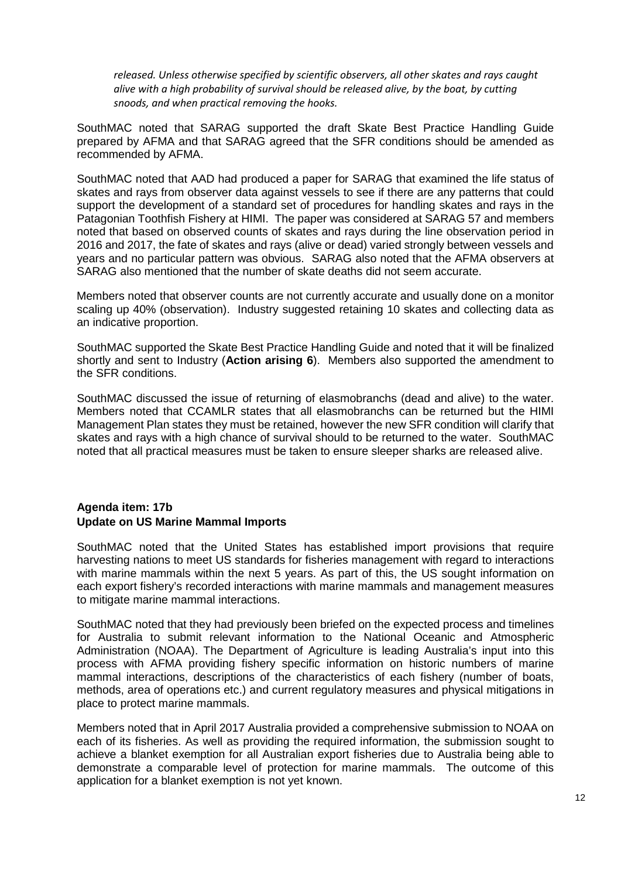*released. Unless otherwise specified by scientific observers, all other skates and rays caught alive with a high probability of survival should be released alive, by the boat, by cutting snoods, and when practical removing the hooks.*

SouthMAC noted that SARAG supported the draft Skate Best Practice Handling Guide prepared by AFMA and that SARAG agreed that the SFR conditions should be amended as recommended by AFMA.

SouthMAC noted that AAD had produced a paper for SARAG that examined the life status of skates and rays from observer data against vessels to see if there are any patterns that could support the development of a standard set of procedures for handling skates and rays in the Patagonian Toothfish Fishery at HIMI. The paper was considered at SARAG 57 and members noted that based on observed counts of skates and rays during the line observation period in 2016 and 2017, the fate of skates and rays (alive or dead) varied strongly between vessels and years and no particular pattern was obvious. SARAG also noted that the AFMA observers at SARAG also mentioned that the number of skate deaths did not seem accurate.

Members noted that observer counts are not currently accurate and usually done on a monitor scaling up 40% (observation). Industry suggested retaining 10 skates and collecting data as an indicative proportion.

SouthMAC supported the Skate Best Practice Handling Guide and noted that it will be finalized shortly and sent to Industry (**Action arising 6**). Members also supported the amendment to the SFR conditions.

SouthMAC discussed the issue of returning of elasmobranchs (dead and alive) to the water. Members noted that CCAMLR states that all elasmobranchs can be returned but the HIMI Management Plan states they must be retained, however the new SFR condition will clarify that skates and rays with a high chance of survival should to be returned to the water. SouthMAC noted that all practical measures must be taken to ensure sleeper sharks are released alive.

## Agenda item: 17b
## Update on US Marine Mammal Imports

SouthMAC noted that the United States has established import provisions that require harvesting nations to meet US standards for fisheries management with regard to interactions with marine mammals within the next 5 years. As part of this, the US sought information on each export fishery's recorded interactions with marine mammals and management measures to mitigate marine mammal interactions.

SouthMAC noted that they had previously been briefed on the expected process and timelines for Australia to submit relevant information to the National Oceanic and Atmospheric Administration (NOAA). The Department of Agriculture is leading Australia's input into this process with AFMA providing fishery specific information on historic numbers of marine mammal interactions, descriptions of the characteristics of each fishery (number of boats, methods, area of operations etc.) and current regulatory measures and physical mitigations in place to protect marine mammals.

Members noted that in April 2017 Australia provided a comprehensive submission to NOAA on each of its fisheries. As well as providing the required information, the submission sought to achieve a blanket exemption for all Australian export fisheries due to Australia being able to demonstrate a comparable level of protection for marine mammals. The outcome of this application for a blanket exemption is not yet known.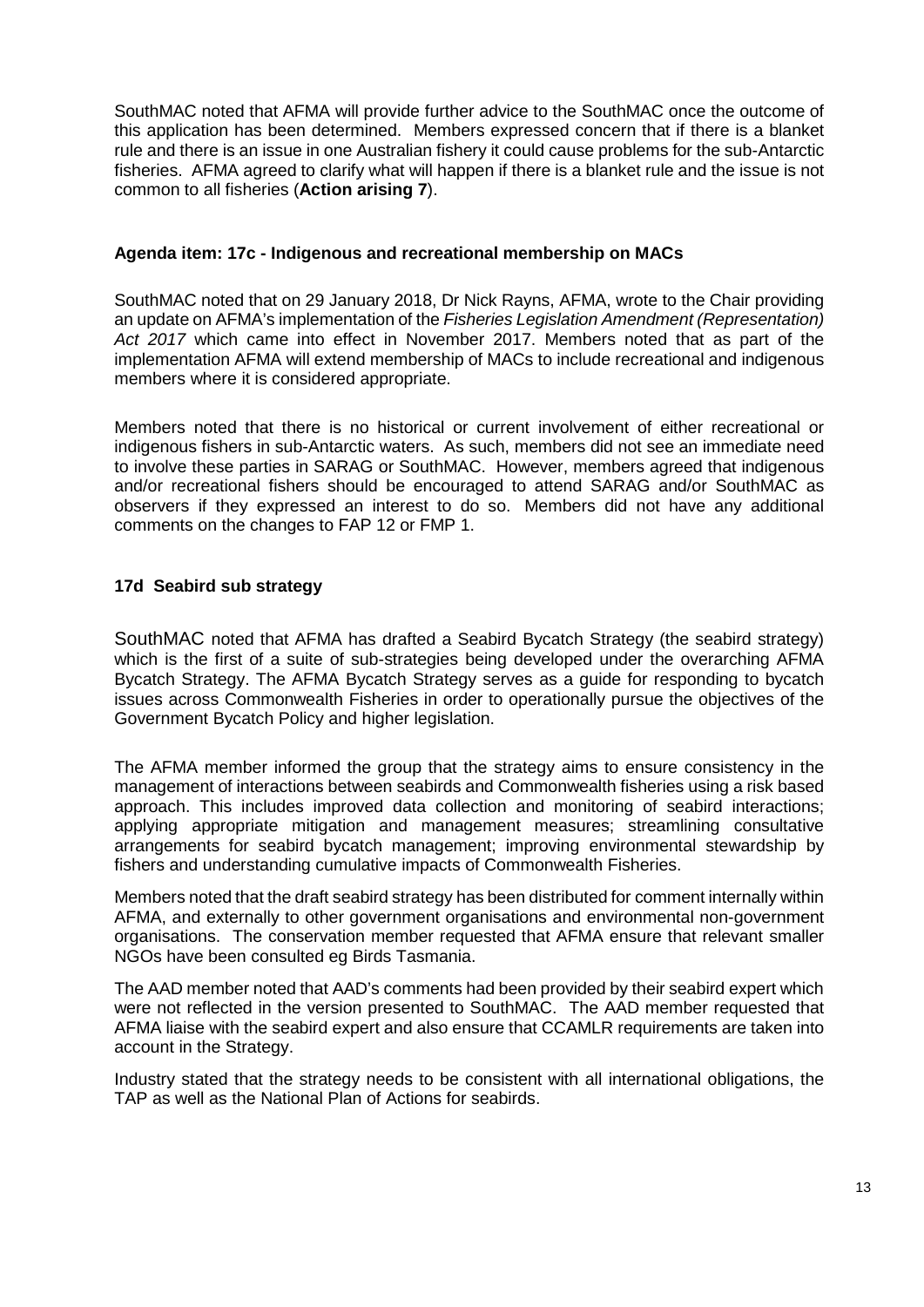SouthMAC noted that AFMA will provide further advice to the SouthMAC once the outcome of this application has been determined. Members expressed concern that if there is a blanket rule and there is an issue in one Australian fishery it could cause problems for the sub-Antarctic fisheries. AFMA agreed to clarify what will happen if there is a blanket rule and the issue is not common to all fisheries (**Action arising 7**).

### Agenda item: 17c - Indigenous and recreational membership on MACs

SouthMAC noted that on 29 January 2018, Dr Nick Rayns, AFMA, wrote to the Chair providing an update on AFMA's implementation of the *Fisheries Legislation Amendment (Representation) Act 2017* which came into effect in November 2017. Members noted that as part of the implementation AFMA will extend membership of MACs to include recreational and indigenous members where it is considered appropriate.

Members noted that there is no historical or current involvement of either recreational or indigenous fishers in sub-Antarctic waters. As such, members did not see an immediate need to involve these parties in SARAG or SouthMAC. However, members agreed that indigenous and/or recreational fishers should be encouraged to attend SARAG and/or SouthMAC as observers if they expressed an interest to do so. Members did not have any additional comments on the changes to FAP 12 or FMP 1.

### 17d Seabird sub strategy

SouthMAC noted that AFMA has drafted a Seabird Bycatch Strategy (the seabird strategy) which is the first of a suite of sub-strategies being developed under the overarching AFMA Bycatch Strategy. The AFMA Bycatch Strategy serves as a guide for responding to bycatch issues across Commonwealth Fisheries in order to operationally pursue the objectives of the Government Bycatch Policy and higher legislation.

The AFMA member informed the group that the strategy aims to ensure consistency in the management of interactions between seabirds and Commonwealth fisheries using a risk based approach. This includes improved data collection and monitoring of seabird interactions; applying appropriate mitigation and management measures; streamlining consultative arrangements for seabird bycatch management; improving environmental stewardship by fishers and understanding cumulative impacts of Commonwealth Fisheries.

Members noted that the draft seabird strategy has been distributed for comment internally within AFMA, and externally to other government organisations and environmental non-government organisations. The conservation member requested that AFMA ensure that relevant smaller NGOs have been consulted eg Birds Tasmania.

The AAD member noted that AAD's comments had been provided by their seabird expert which were not reflected in the version presented to SouthMAC. The AAD member requested that AFMA liaise with the seabird expert and also ensure that CCAMLR requirements are taken into account in the Strategy.

Industry stated that the strategy needs to be consistent with all international obligations, the TAP as well as the National Plan of Actions for seabirds.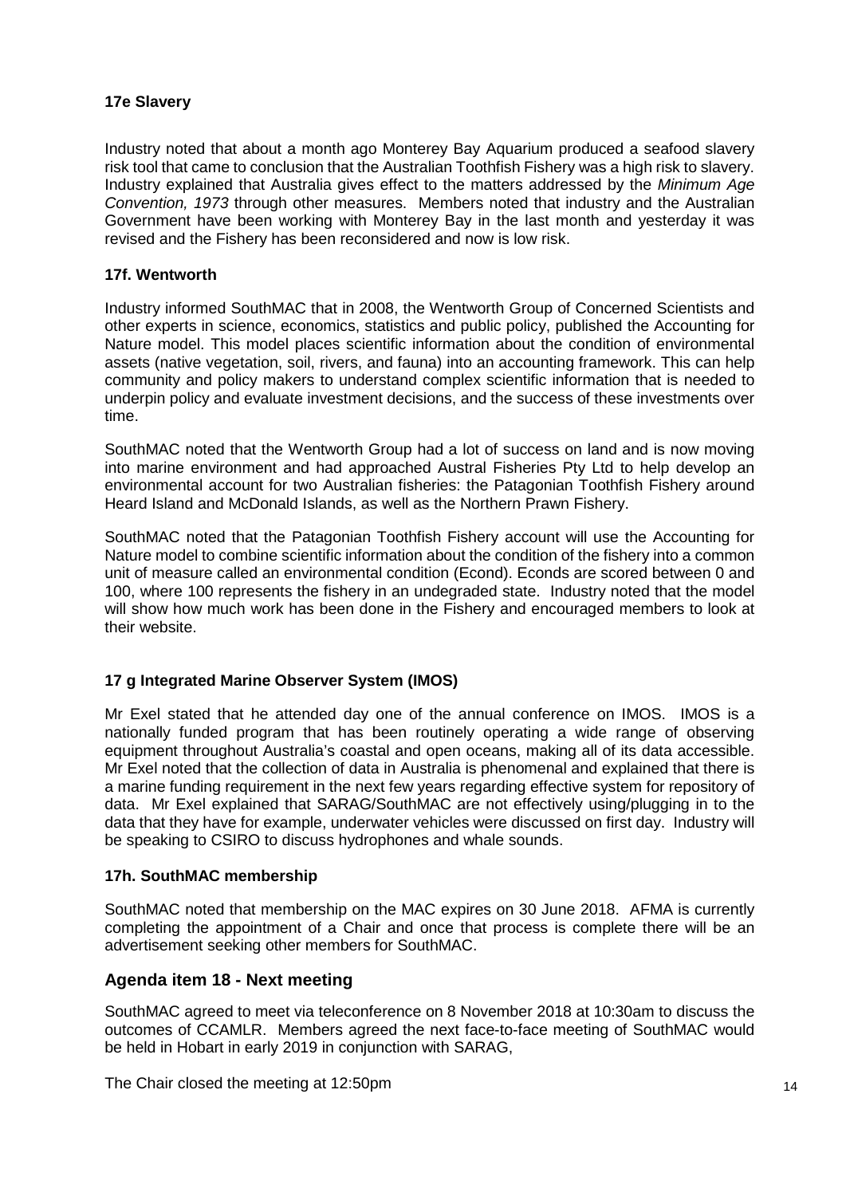### 17e Slavery

Industry noted that about a month ago Monterey Bay Aquarium produced a seafood slavery risk tool that came to conclusion that the Australian Toothfish Fishery was a high risk to slavery. Industry explained that Australia gives effect to the matters addressed by the *Minimum Age Convention, 1973* through other measures. Members noted that industry and the Australian Government have been working with Monterey Bay in the last month and yesterday it was revised and the Fishery has been reconsidered and now is low risk.

### 17f. Wentworth

Industry informed SouthMAC that in 2008, the Wentworth Group of Concerned Scientists and other experts in science, economics, statistics and public policy, published the Accounting for Nature model. This model places scientific information about the condition of environmental assets (native vegetation, soil, rivers, and fauna) into an accounting framework. This can help community and policy makers to understand complex scientific information that is needed to underpin policy and evaluate investment decisions, and the success of these investments over time.

SouthMAC noted that the Wentworth Group had a lot of success on land and is now moving into marine environment and had approached Austral Fisheries Pty Ltd to help develop an environmental account for two Australian fisheries: the Patagonian Toothfish Fishery around Heard Island and McDonald Islands, as well as the Northern Prawn Fishery.

SouthMAC noted that the Patagonian Toothfish Fishery account will use the Accounting for Nature model to combine scientific information about the condition of the fishery into a common unit of measure called an environmental condition (Econd). Econds are scored between 0 and 100, where 100 represents the fishery in an undegraded state. Industry noted that the model will show how much work has been done in the Fishery and encouraged members to look at their website.

### 17 g Integrated Marine Observer System (IMOS)

Mr Exel stated that he attended day one of the annual conference on IMOS. IMOS is a nationally funded program that has been routinely operating a wide range of observing equipment throughout Australia's coastal and open oceans, making all of its data accessible. Mr Exel noted that the collection of data in Australia is phenomenal and explained that there is a marine funding requirement in the next few years regarding effective system for repository of data. Mr Exel explained that SARAG/SouthMAC are not effectively using/plugging in to the data that they have for example, underwater vehicles were discussed on first day. Industry will be speaking to CSIRO to discuss hydrophones and whale sounds.

### 17h. SouthMAC membership

SouthMAC noted that membership on the MAC expires on 30 June 2018. AFMA is currently completing the appointment of a Chair and once that process is complete there will be an advertisement seeking other members for SouthMAC.

## Agenda item 18 - Next meeting

SouthMAC agreed to meet via teleconference on 8 November 2018 at 10:30am to discuss the outcomes of CCAMLR. Members agreed the next face-to-face meeting of SouthMAC would be held in Hobart in early 2019 in conjunction with SARAG,

The Chair closed the meeting at 12:50pm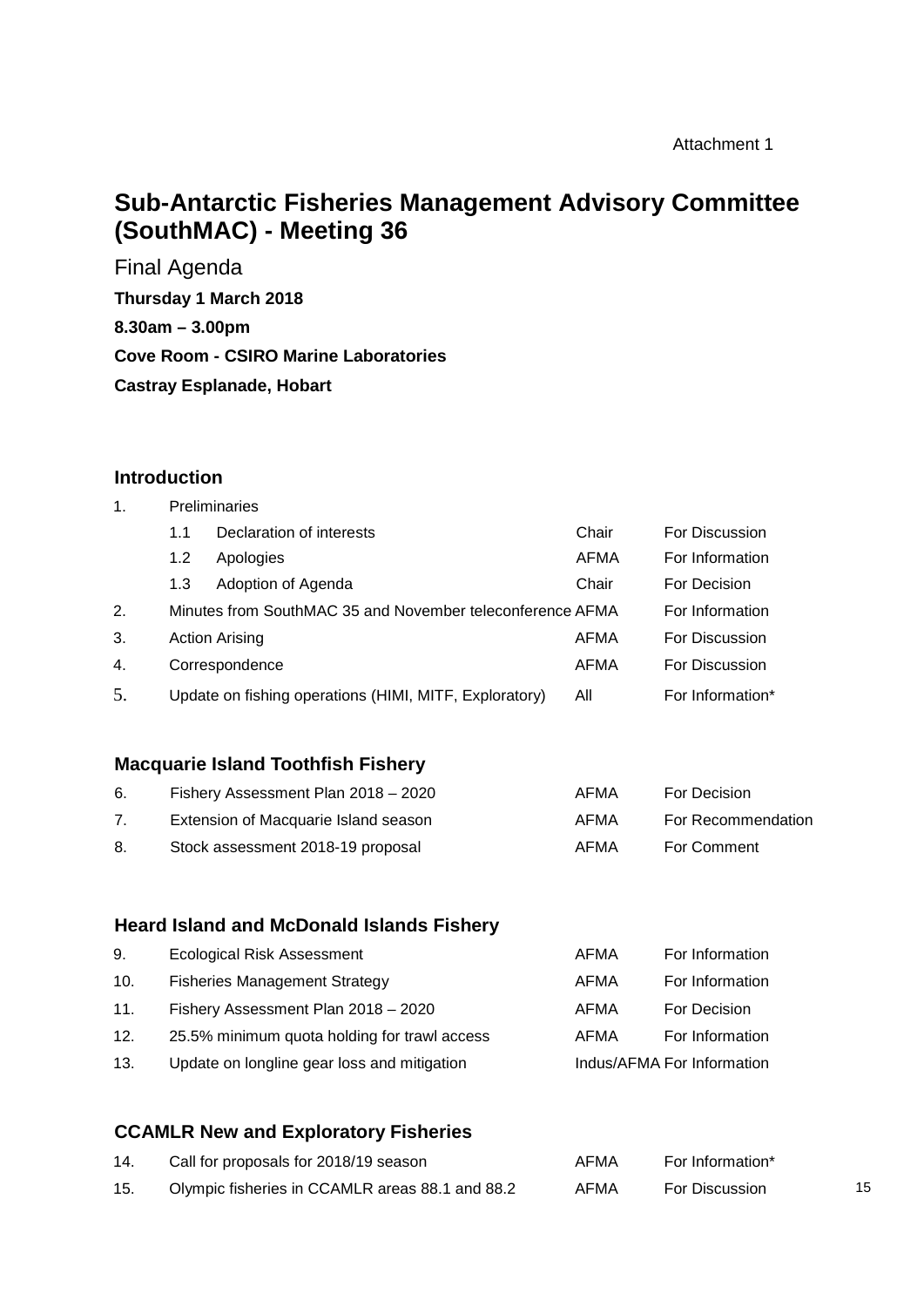Attachment 1

# Sub-Antarctic Fisheries Management Advisory Committee (SouthMAC) - Meeting 36

Final Agenda

**Thursday 1 March 2018**

**8.30am – 3.00pm**

**Cove Room - CSIRO Marine Laboratories**

**Castray Esplanade, Hobart**

## Introduction

| | | | |
|---|---|---|---|
| 1. | Preliminaries | | |
| | 1.1 Declaration of interests | Chair | For Discussion |
| | 1.2 Apologies | AFMA | For Information |
| | 1.3 Adoption of Agenda | Chair | For Decision |
| 2. | Minutes from SouthMAC 35 and November teleconference | AFMA | For Information |
| 3. | Action Arising | AFMA | For Discussion |
| 4. | Correspondence | AFMA | For Discussion |
| 5. | Update on fishing operations (HIMI, MITF, Exploratory) | All | For Information* |

## Macquarie Island Toothfish Fishery

| | | | |
|---|---|---|---|
| 6. | Fishery Assessment Plan 2018 – 2020 | AFMA | For Decision |
| 7. | Extension of Macquarie Island season | AFMA | For Recommendation |
| 8. | Stock assessment 2018-19 proposal | AFMA | For Comment |

## Heard Island and McDonald Islands Fishery

| | | | |
|---|---|---|---|
| 9. | Ecological Risk Assessment | AFMA | For Information |
| 10. | Fisheries Management Strategy | AFMA | For Information |
| 11. | Fishery Assessment Plan 2018 – 2020 | AFMA | For Decision |
| 12. | 25.5% minimum quota holding for trawl access | AFMA | For Information |
| 13. | Update on longline gear loss and mitigation | Indus/AFMA | For Information |

## CCAMLR New and Exploratory Fisheries

| | | | |
|---|---|---|---|
| 14. | Call for proposals for 2018/19 season | AFMA | For Information* |
| 15. | Olympic fisheries in CCAMLR areas 88.1 and 88.2 | AFMA | For Discussion |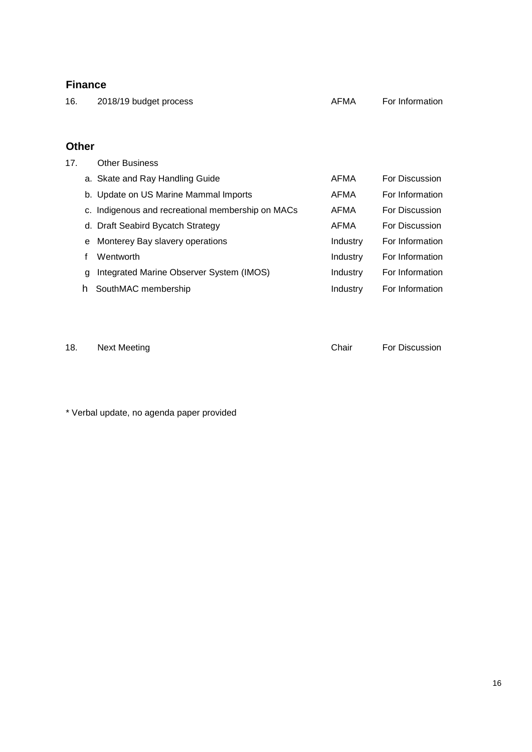## Finance

| | | | |
|---|---|---|---|
| 16. | 2018/19 budget process | AFMA | For Information |

## Other

| | | | |
|---|---|---|---|
| 17. | Other Business | | |
| | a. Skate and Ray Handling Guide | AFMA | For Discussion |
| | b. Update on US Marine Mammal Imports | AFMA | For Information |
| | c. Indigenous and recreational membership on MACs | AFMA | For Discussion |
| | d. Draft Seabird Bycatch Strategy | AFMA | For Discussion |
| | e Monterey Bay slavery operations | Industry | For Information |
| | f Wentworth | Industry | For Information |
| | g Integrated Marine Observer System (IMOS) | Industry | For Information |
| | h SouthMAC membership | Industry | For Information |
| 18. | Next Meeting | Chair | For Discussion |

* Verbal update, no agenda paper provided